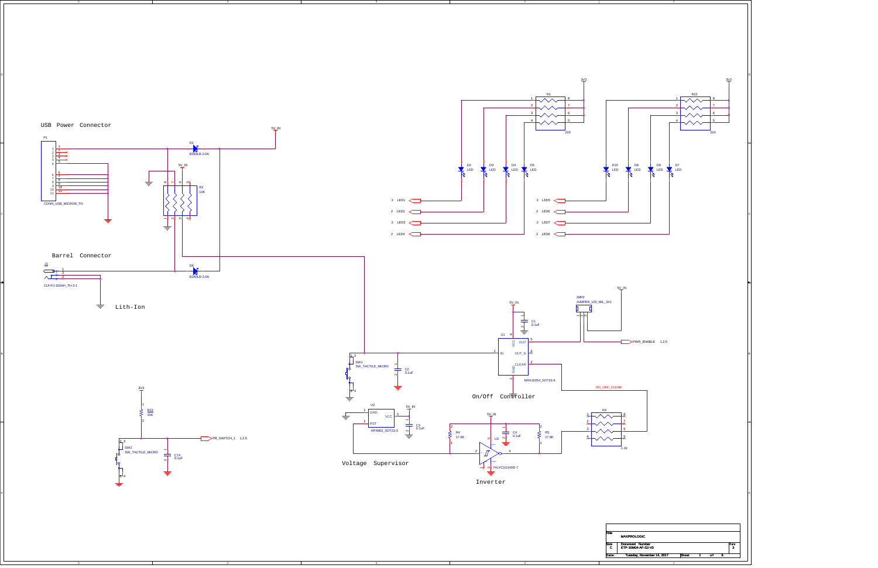## USB Power Connector

P1

CONN_USB_MICROB_TH

D1
B340LB-3.0A

5V_IN

R2
10K

## Barrel Connector

J1

CUI-PJ-102AH_TH-3-1

D6
B340LB-3.0A

Lith-Ion

R1
220

3V3

D2 LED
D3 LED
D4 LED
D5 LED

LED1
LED2
LED3
LED4

R22
220

D10 LED
D8 LED
D9 LED
D7 LED

LED5
LED6
LED7
LED8

JMP2
JUMPER_100_MIL_3X1

5V_IN

PWR_ENABLE 1,2,5

U1
MAX16054_SOT23-6

VCC
IN
OUT
OUT_N
CLEAR
GND

C1
0.1uF

SW1
SW_TACTILE_MICRO

C2
0.1uF

## On/Off Controller

ON_OFF_CLEAR

R3
1.2K

U2
APX803_SOT23-3

GND
RST
VCC

C3
0.1uF

## Voltage Supervisor

R4
17.8K

U3
74LVC1G14SE-7

C4
0.1uF

R5
17.8K

## Inverter

R23
10K

SW2
SW_TACTILE_MICRO

CT4
0.1uF

PB_SWITCH_1 1,2,5

| Title | MAXPROLOGIC | | |
|---|---|---|---|
| Size C | Document Number ETP-10M04-AF-S2-V3 | | Rev 3 |
| Date: | Tuesday, November 14, 2017 | Sheet 1 of 6 | |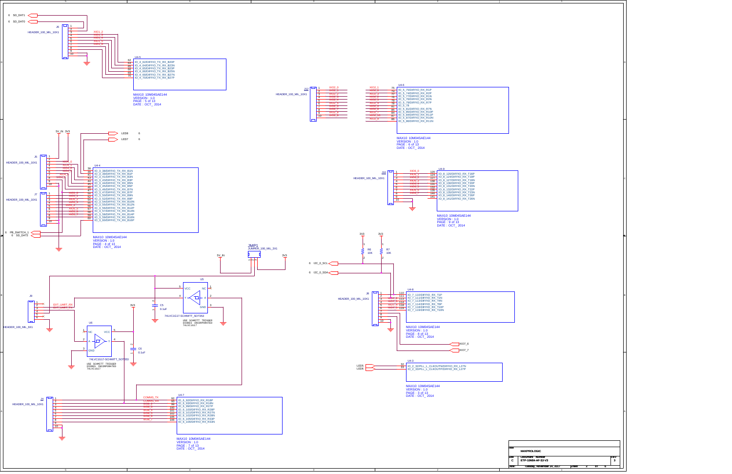6 SD_DAT1
6 SD_DAT0

J6
HEADER_100_MIL_10X1

XIO1_2 XIO1_3 XIO1_4 XIO1_5 XIO1_6

U4-5

| Pin | Signal |
|---|---|
| 62 | IO_4_62/DIFFIO_TX_RX_B20P |
| 64 | IO_4_64/DIFFIO_TX_RX_B23N |
| 65 | IO_4_65/DIFFIO_TX_RX_B23P |
| 66 | IO_4_66/DIFFIO_TX_RX_B25N |
| 69 | IO_4_69/DIFFIO_TX_RX_B27N |
| 70 | IO_4_70/DIFFIO_TX_RX_B27P |

MAX10 10M04SAE144
VERSION : 1.0
PAGE : 5 of 13
DATE : OCT_ 2014

J12
HEADER_100_MIL_10X1

XIO2_0 XIO2_1 XIO2_2 XIO2_3 XIO2_4 XIO2_5 XIO2_6 XIO2_7 XIO2_8 XIO2_9

U4-6

| Pin | Signal |
|---|---|
| 75 | IO_5_75/DIFFIO_RX_R1P |
| 74 | IO_5_74/DIFFIO_RX_R2P |
| 77 | IO_5_77/DIFFIO_RX_R1N |
| 76 | IO_5_76/DIFFIO_RX_R2N |
| 79 | IO_5_79/DIFFIO_RX_R7P |
| 78 | IO_5_78 |
| 81 | IO_5_81/DIFFIO_RX_R7N |
| 85 | IO_5_85/DIFFIO_RX_R10P |
| 84 | IO_5_84/DIFFIO_RX_R11P |
| 87 | IO_5_87/DIFFIO_RX_R10N |
| 86 | IO_5_86/DIFFIO_RX_R11N |

MAX10 10M04SAE144
VERSION : 1.0
PAGE : 6 of 13
DATE : OCT_ 2014

5V_IN 3V3
LED8 6
LED7 6

J5
HEADER_100_MIL_10X1

J7
HEADER_100_MIL_10X1

XIO4_0 ... XIO4_7, XIO3_0 ... XIO3_7

U4-4

| Pin | Signal |
|---|---|
| 38 | IO_3_38/DIFFIO_TX_RX_B1N |
| 39 | IO_3_39/DIFFIO_TX_RX_B1P |
| 41 | IO_3_41/DIFFIO_TX_RX_B3N |
| 43 | IO_3_43/DIFFIO_TX_RX_B3P |
| 44 | IO_3_44/DIFFIO_TX_RX_B5N |
| 45 | IO_3_45/DIFFIO_TX_RX_B5P |
| 46 | IO_3_46/DIFFIO_TX_RX_B7N |
| 47 | IO_3_47/DIFFIO_TX_RX_B7P |
| 50 | IO_3_50/DIFFIO_TX_RX_B9N |
| 52 | IO_3_52/DIFFIO_TX_RX_B9P |
| 54 | IO_3_54/DIFFIO_TX_RX_B10N |
| 55 | IO_3_55/DIFFIO_TX_RX_B12N |
| 56 | IO_3_56/DIFFIO_TX_RX_B12P |
| 57 | IO_3_57/DIFFIO_TX_RX_B14N |
| 58 | IO_3_58/DIFFIO_TX_RX_B14P |
| 59 | IO_3_59/DIFFIO_TX_RX_B16N |
| 60 | IO_3_60/DIFFIO_TX_RX_B16P |

MAX10 10M04SAE144
VERSION : 1.0
PAGE : 4 of 13
DATE : OCT_ 2014

6 PB_SWITCH_1
6 SD_DAT2

J10
HEADER_100_MIL_10X1

XIO8_0 ... XIO8_7

U4-9

| Pin | Signal |
|---|---|
| 120 | IO_8_120/DIFFIO_RX_T16P |
| 124 | IO_8_124/DIFFIO_RX_T19P |
| 127 | IO_8_127/DIFFIO_RX_T19N |
| 130 | IO_8_130/DIFFIO_RX_T20P |
| 131 | IO_8_131/DIFFIO_RX_T20N |
| 132 | IO_8_132/DIFFIO_RX_T22P |
| 135 | IO_8_135/DIFFIO_RX_T23N |
| 140 | IO_8_140/DIFFIO_RX_T26P |
| 141 | IO_8_141/DIFFIO_RX_T26N |

MAX10 10M04SAE144
VERSION : 1.0
PAGE : 9 of 13
DATE : OCT_ 2014

JMP1
JUMPER_100_MIL_3X1

5V_IN 3V3

3V3 3V3
R6 10K
R7 10K

6 I2C_0_SCL
6 I2C_0_SDA

U5
74LVC1G17-SCHMITT_SOT353
USE SCHMITT TRIGGER DIODES INCORPORATED 74LVC1G17

C5 0.1uF

J9
HEADER_100_MIL_6X1
EXT_UART_RX
EXT_UART_TX

U6
74LVC1G17-SCHMITT_SOT353
USE SCHMITT TRIGGER DIODES INCORPORATED 74LVC1G17

C6 0.1uF

J8
HEADER_100_MIL_10X1

XIO7_0 ... XIO7_5

U4-8

| Pin | Signal |
|---|---|
| 110 | IO_7_110/DIFFIO_RX_T1P |
| 111 | IO_7_111/DIFFIO_RX_T1N |
| 113 | IO_7_113/DIFFIO_RX_T4N |
| 114 | IO_7_114/DIFFIO_RX_T6P |
| 118 | IO_7_118/DIFFIO_RX_T10P |
| 119 | IO_7_119/DIFFIO_RX_T10N |

MAX10 10M04SAE144
VERSION : 1.0
PAGE : 8 of 13
DATE : OCT_ 2014

XIO7_6
XIO7_7

LED5
LED6

U4-3

| Pin | Signal |
|---|---|
| 32 | IO_2_32/PLL_L_CLKOUTN/DIFFIO_RX_L27N |
| 33 | IO_2_33/PLL_L_CLKOUTP/DIFFIO_RX_L27P |

MAX10 10M04SAE144
VERSION : 1.0
PAGE : 3 of 13
DATE : OCT_ 2014

J3
HEADER_100_MIL_10X1

COMMS_TX COMMS_RX XIO6_2 ... XIO6_7

U4-7

| Pin | Signal |
|---|---|
| 92 | IO_6_92/DIFFIO_RX_R18P |
| 93 | IO_6_93/DIFFIO_RX_R18N |
| 99 | IO_6_99/DIFFIO_RX_R27P |
| 100 | IO_6_100/DIFFIO_RX_R28P |
| 101 | IO_6_101/DIFFIO_RX_R27N |
| 102 | IO_6_102/DIFFIO_RX_R28N |
| 105 | IO_6_105/DIFFIO_RX_R33P |
| 106 | IO_6_106/DIFFIO_RX_R33N |

MAX10 10M04SAE144
VERSION : 1.0
PAGE : 7 of 13
DATE : OCT_ 2014

| Title | MAXPROLOGIC | |
|---|---|---|
| Size: C | Document Number: ETP-10M04-AF-S2-V3 | Rev: 3 |
| Date: Tuesday, November 14, 2017 | Sheet 2 of 6 | |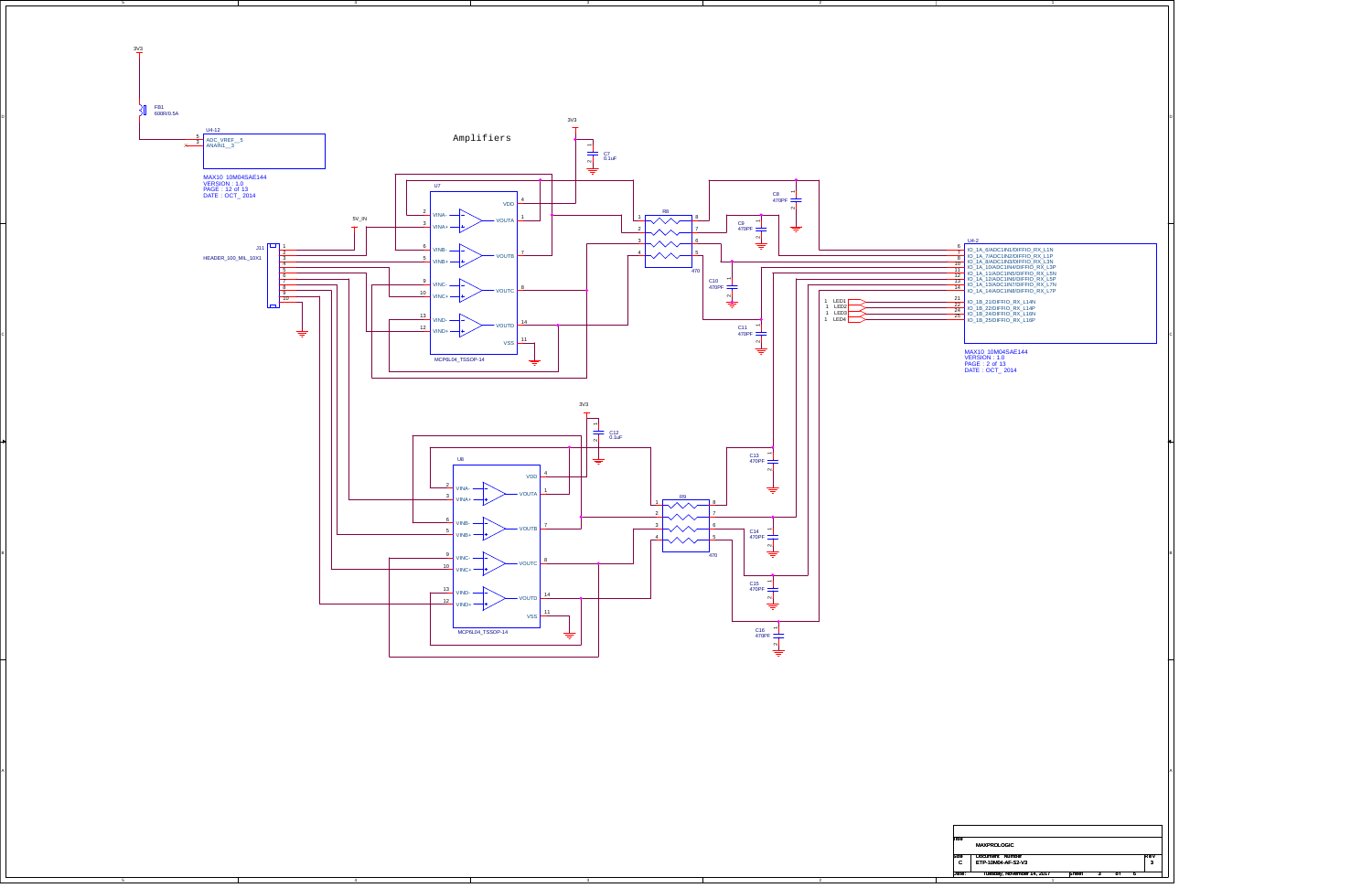# Amplifiers

3V3

FB1
600R/0.5A

U4-12
5 ADC_VREF__5
3 ANAIN1__3

MAX10 10M04SAE144
VERSION : 1.0
PAGE : 12 of 13
DATE : OCT_ 2014

3V3
C7
0.1uF

U7
VDD 4
VINA- 2
VINA+ 3
VOUTA 1
VINB- 6
VINB+ 5
VOUTB 7
VINC- 9
VINC+ 10
VOUTC 8
VIND- 13
VIND+ 12
VOUTD 14
VSS 11
MCP6L04_TSSOP-14

5V_IN

J11
HEADER_100_MIL_10X1
1 2 3 4 5 6 7 8 9 10

R8
470

C8
470PF
C9
470PF
C10
470PF
C11
470PF

U4-2
6 IO_1A_6/ADC1IN1/DIFFIO_RX_L1N
7 IO_1A_7/ADC1IN2/DIFFIO_RX_L1P
8 IO_1A_8/ADC1IN3/DIFFIO_RX_L3N
10 IO_1A_10/ADC1IN4/DIFFIO_RX_L3P
11 IO_1A_11/ADC1IN5/DIFFIO_RX_L5N
12 IO_1A_12/ADC1IN6/DIFFIO_RX_L5P
13 IO_1A_13/ADC1IN7/DIFFIO_RX_L7N
14 IO_1A_14/ADC1IN8/DIFFIO_RX_L7P
21 IO_1B_21/DIFFIO_RX_L14N
22 IO_1B_22/DIFFIO_RX_L14P
24 IO_1B_24/DIFFIO_RX_L16N
25 IO_1B_25/DIFFIO_RX_L16P

LED1
LED2
LED3
LED4

MAX10 10M04SAE144
VERSION : 1.0
PAGE : 2 of 13
DATE : OCT_ 2014

3V3
C12
0.1uF

U8
VDD 4
VINA- 2
VINA+ 3
VOUTA 1
VINB- 6
VINB+ 5
VOUTB 7
VINC- 9
VINC+ 10
VOUTC 8
VIND- 13
VIND+ 12
VOUTD 14
VSS 11
MCP6L04_TSSOP-14

R9
470

C13
470PF
C14
470PF
C15
470PF
C16
470PF

| Title | | |
|---|---|---|
| MAXPROLOGIC | | |
| Size: C | Document Number: ETP-10M04-AF-S2-V3 | Rev: 3 |
| Date: Tuesday, November 14, 2017 | Sheet 3 of 6 | |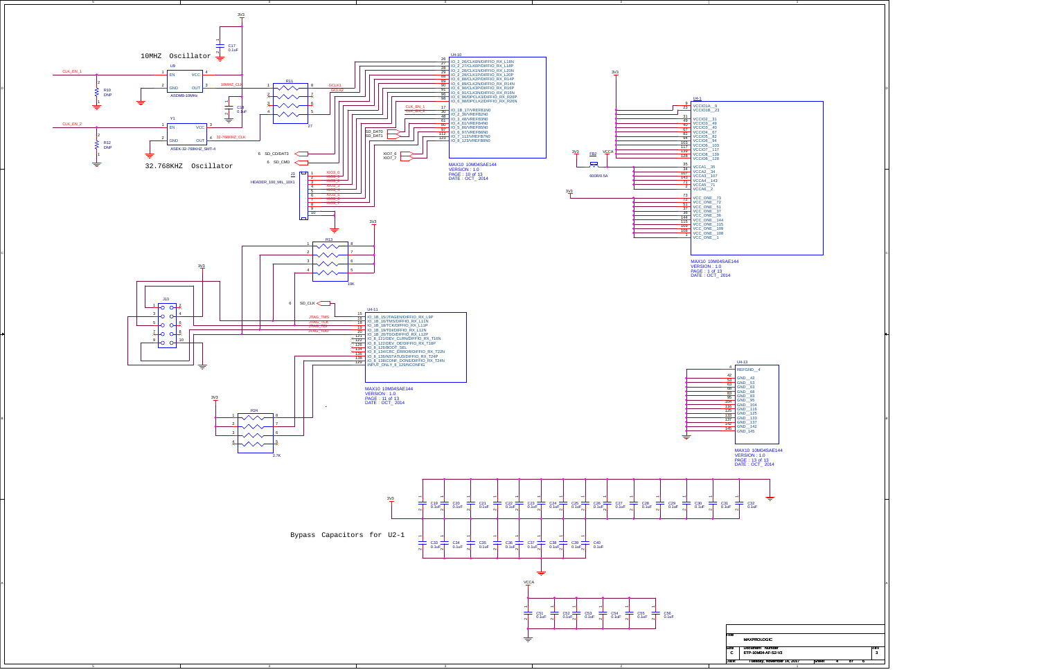## 10MHZ Oscillator

U9 ASDMB-10MHz: 1 EN, 2 GND, 3 OUT, 4 VCC

CLK_EN_1, 3V3, C17 0.1uF, R10 DNP, 10MHZ_CLK

C18 0.1uF

R11: 1–8 GCLK1, 2–7 GCLK2, 3–6, 4–5; 27

## 32.768KHZ Oscillator

Y1 ASEK-32-768KHZ_SMT-4: 1 EN, 2 GND, 3 VCC, 4 OUT

CLK_EN_2, R12 DNP, 32-768KHZ_CLK

6 SD_CD/DAT3, 6 SD_CMD

J3 HEADER_100_MIL_10X1: 1 XIO3_0, 2 XIO3_1, 3 XIO3_2, 4 XIO3_3, 5 XIO3_4, 6 XIO3_5, 7 XIO3_6, 8 XIO3_7, 9, 10

U4-10:

| Pin | Signal |
| --- | --- |
| 26 | IO_2_26/CLK0N/DIFFIO_RX_L18N |
| 27 | IO_2_27/CLK0P/DIFFIO_RX_L18P |
| 28 | IO_2_28/CLK1N/DIFFIO_RX_L20N |
| 29 | IO_2_29/CLK1P/DIFFIO_RX_L20P |
| 88 | IO_6_88/CLK2P/DIFFIO_RX_R14P |
| 89 | IO_6_89/CLK2N/DIFFIO_RX_R14N |
| 90 | IO_6_90/CLK3P/DIFFIO_RX_R16P |
| 91 | IO_6_91/CLK3N/DIFFIO_RX_R16N |
| 96 | IO_6_96/DPCLK3/DIFFIO_RX_R20P |
| 98 | IO_6_98/DPCLK2/DIFFIO_RX_R20N |
| 17 | IO_1B_17/VREFB1N0 |
| 30 | IO_2_30/VREFB2N0 |
| 48 | IO_3_48/VREFB3N0 |
| 61 | IO_4_61/VREFB4N0 |
| 80 | IO_5_80/VREFB5N0 |
| 97 | IO_6_97/VREFB6N0 |
| 112 | IO_7_112/VREFB7N0 |
| 123 | IO_8_123/VREFB8N0 |

CLK_EN_1, CLK_EN_2, SD_DAT0, SD_DAT1, XIO7_0, XIO7_1

MAX10 10M04SAE144
VERSION : 1.0
PAGE : 10 of 13
DATE : OCT_ 2014

R13: 1–8, 2–7, 3–6, 4–5; 10K; 3V3

J13: JTAG header pins 1–10; 3V3

6 SD_CLK

U4-11:

| Pin | Signal |
| --- | --- |
| 15 | IO_1B_15/JTAGEN/DIFFIO_RX_L9P |
| 16 | IO_1B_16/TMS/DIFFIO_RX_L11N |
| 18 | IO_1B_18/TCK/DIFFIO_RX_L11P |
| 19 | IO_1B_19/TDI/DIFFIO_RX_L12N |
| 20 | IO_1B_20/TDO/DIFFIO_RX_L12P |
| 121 | IO_8_121/DEV_CLRN/DIFFIO_RX_T16N |
| 122 | IO_8_122/DEV_OE/DIFFIO_RX_T18P |
| 126 | IO_8_126/BOOT_SEL |
| 134 | IO_8_134/CRC_ERROR/DIFFIO_RX_T22N |
| 136 | IO_8_136/NSTATUS/DIFFIO_RX_T24P |
| 138 | IO_8_138/CONF_DONE/DIFFIO_RX_T24N |
| 129 | INPUT_ONLY_8_129/NCONFIG |

JTAG_TMS, JTAG_TCK, JTAG_TDI, JTAG_TDO

MAX10 10M04SAE144
VERSION : 1.0
PAGE : 11 of 13
DATE : OCT_ 2014

R24: 1–8, 2–7, 3–6, 4–5; 2.7K; 3V3

U4-1:

| Pin | Signal |
| --- | --- |
| 9 | VCCIO1A__9 |
| 23 | VCCIO1B__23 |
| 31 | VCCIO2__31 |
| 49 | VCCIO2__49 |
| 40 | VCCIO3__40 |
| 67 | VCCIO4__67 |
| 82 | VCCIO5__82 |
| 94 | VCCIO5__94 |
| 103 | VCCIO6__103 |
| 117 | VCCIO7__117 |
| 139 | VCCIO8__139 |
| 128 | VCCIO8__128 |
| 35 | VCCA1__35 |
| 34 | VCCA2__34 |
| 107 | VCCA3__107 |
| 143 | VCCA4__143 |
| 71 | VCCA5__71 |
| 2 | VCCA6__2 |
| 73 | VCC_ONE__73 |
| 72 | VCC_ONE__72 |
| 51 | VCC_ONE__51 |
| 37 | VCC_ONE__37 |
| 36 | VCC_ONE__36 |
| 144 | VCC_ONE__144 |
| 115 | VCC_ONE__115 |
| 109 | VCC_ONE__109 |
| 108 | VCC_ONE__108 |
| 1 | VCC_ONE__1 |

3V3, FB2 600R/0.5A, VCCA

MAX10 10M04SAE144
VERSION : 1.0
PAGE : 1 of 13
DATE : OCT_ 2014

U4-13:

| Pin | Signal |
| --- | --- |
| 4 | REFGND__4 |
| 42 | GND__42 |
| 53 | GND__53 |
| 63 | GND__63 |
| 68 | GND__68 |
| 83 | GND__83 |
| 95 | GND__95 |
| 104 | GND__104 |
| 116 | GND__116 |
| 125 | GND__125 |
| 133 | GND__133 |
| 137 | GND__137 |
| 142 | GND__142 |
| 145 | GND_145 |

MAX10 10M04SAE144
VERSION : 1.0
PAGE : 13 of 13
DATE : OCT_ 2014

## Bypass Capacitors for U2-1

3V3: C19, C20, C21, C22, C23, C24, C25, C26, C27, C28, C29, C30, C31, C32, C33, C34, C35, C36, C37, C38, C39, C40 — 0.1uF

VCCA: C51, C52, C53, C54, C55, C56 — 0.1uF

| Title | MAXPROLOGIC | |
| --- | --- | --- |
| Size C | Document Number ETP-10M04-AF-S2-V3 | Rev 3 |
| Date: Tuesday, November 14, 2017 | Sheet 4 of 6 | |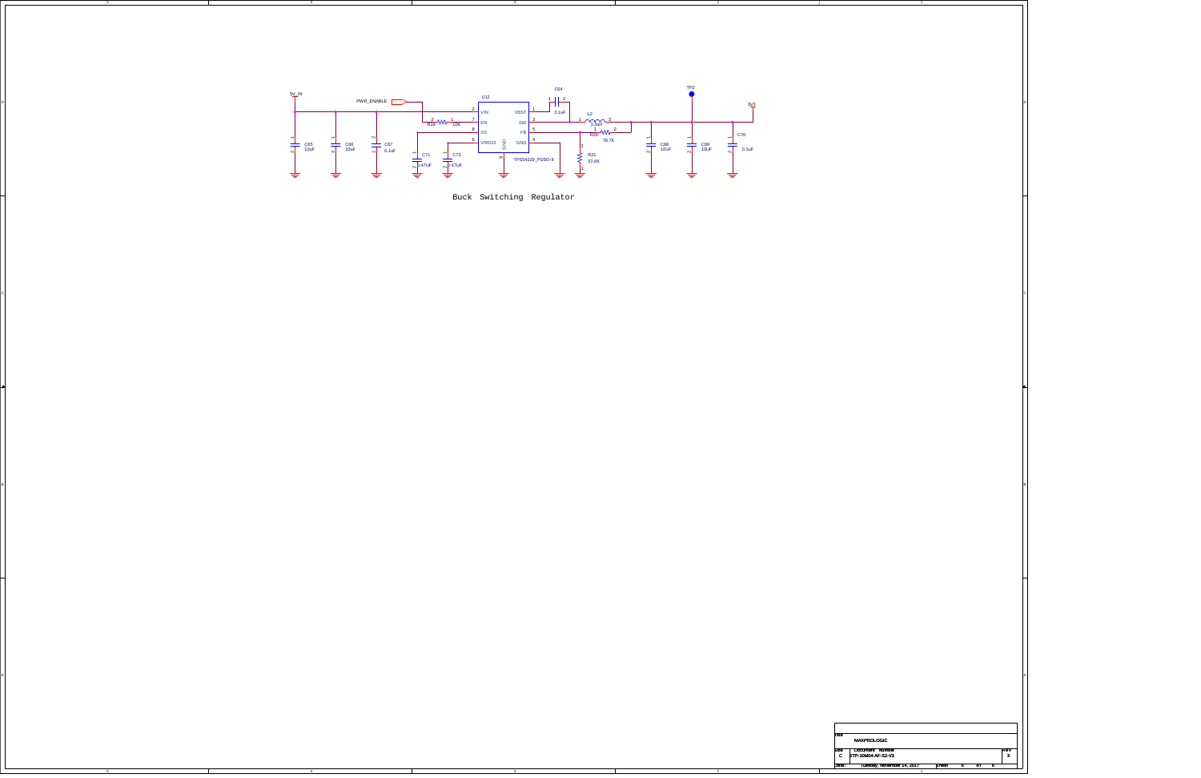5V_IN

PWR_ENABLE

U12

| Pin | Name |
|---|---|
| 2 | VIN |
| 7 | EN |
| 8 | SS |
| 6 | VREG5 |
| 9 | GND |
| 1 | VBST |
| 3 | SW |
| 5 | FB |
| 4 | GND |

TPS54229_PDSO-8

C64 0.1uF

L2 3.3uH

R20 78.7K

R21 22.6K

R19 10K

TP2

3V3

C65 10uF

C66 10uF

C67 0.1uF

C71 0.47UF

C72 0.47UF

C68 10UF

C69 10UF

C70 0.1uF

Buck Switching Regulator

| Title | MAXPROLOGIC | |
|---|---|---|
| Size | Document Number | Rev |
| C | ETP-10M04-AF-S2-V3 | 3 |
| Date: | Tuesday, November 14, 2017 | Sheet 5 of 6 |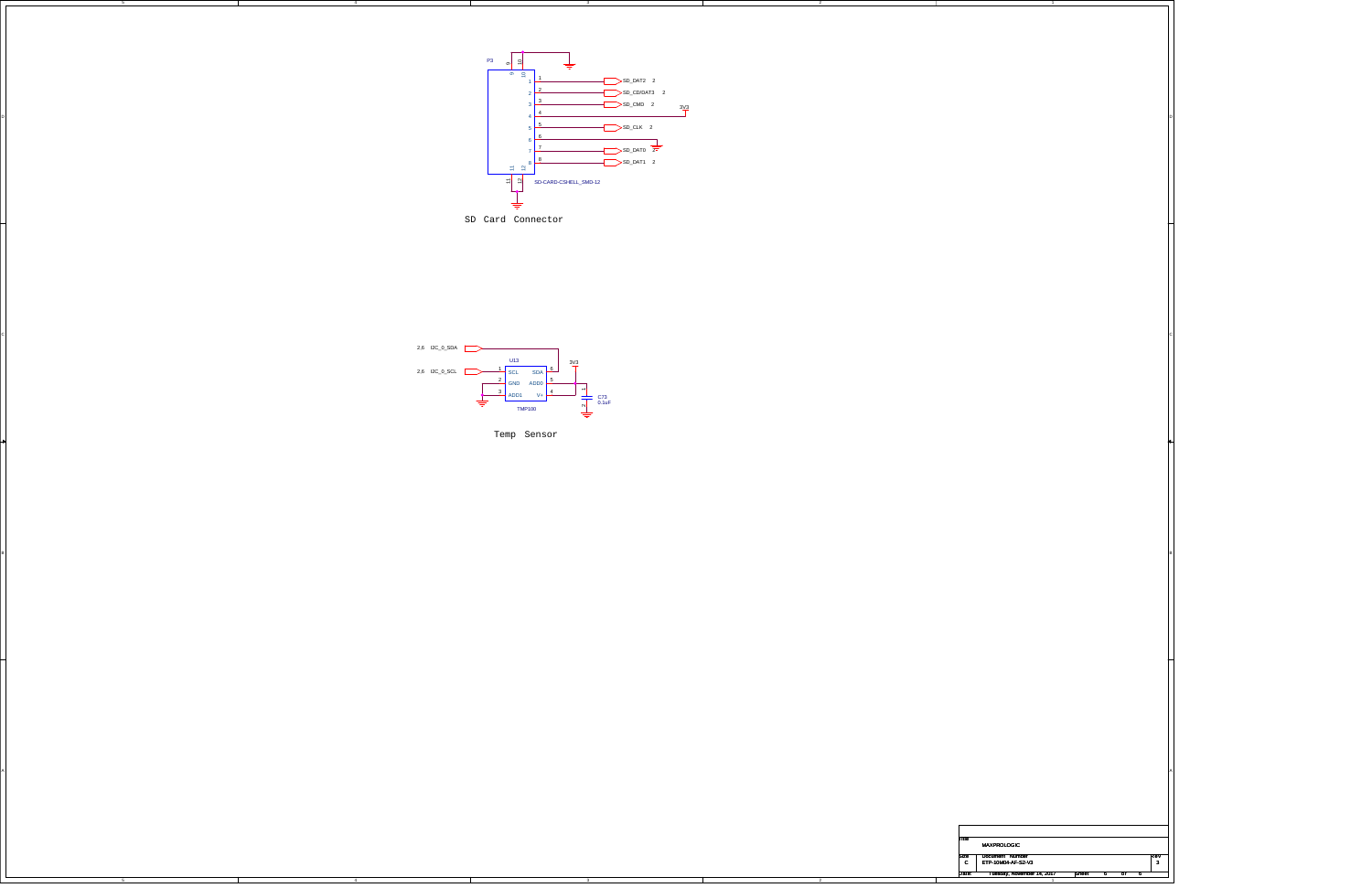P3

9 10 1 2 3 4 5 6 7 8 11 12

SD_DAT2 2

SD_CD/DAT3 2

SD_CMD 2

3V3

SD_CLK 2

SD_DAT0 2

SD_DAT1 2

SD-CARD-CSHELL_SMD-12

SD Card Connector

2,6 I2C_0_SDA

2,6 I2C_0_SCL

U13

SCL SDA GND ADD0 ADD1 V+

1 2 3 4 5 6

3V3

C73 0.1uF

TMP100

Temp Sensor

| | | |
|---|---|---|
| Title | MAXPROLOGIC | |
| Size C | Document Number ETP-10M04-AF-S2-V3 | Rev 3 |
| Date: Tuesday, November 14, 2017 | Sheet 6 of 6 | |